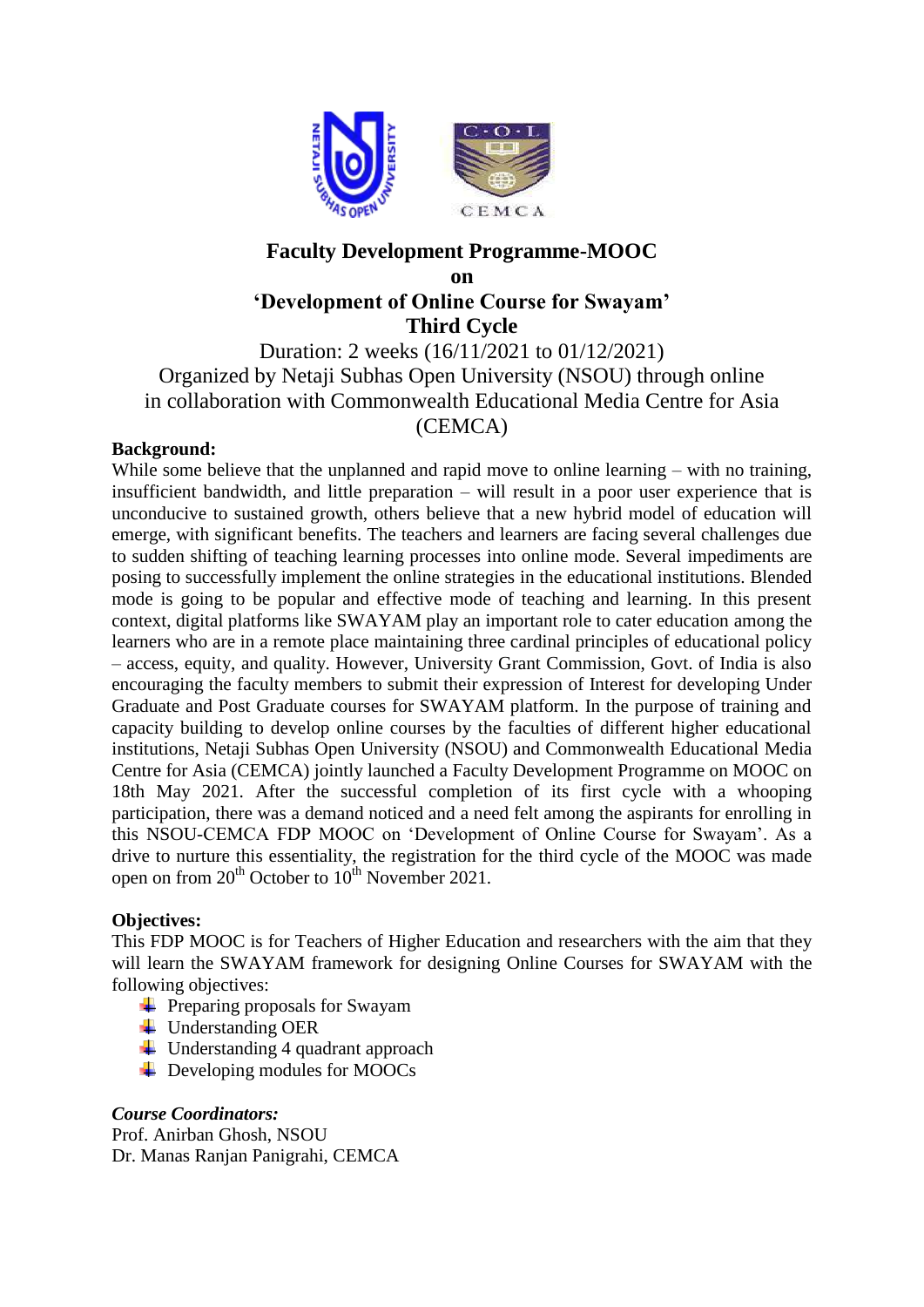# Faculty Development Programme-MOOC

**on**

## 'Development of Online Course for Swayam'

**Third Cycle**

Duration: 2 weeks (16/11/2021 to 01/12/2021)

Organized by Netaji Subhas Open University (NSOU) through online in collaboration with Commonwealth Educational Media Centre for Asia (CEMCA)

**Background:**

While some believe that the unplanned and rapid move to online learning – with no training, insufficient bandwidth, and little preparation – will result in a poor user experience that is unconducive to sustained growth, others believe that a new hybrid model of education will emerge, with significant benefits. The teachers and learners are facing several challenges due to sudden shifting of teaching learning processes into online mode. Several impediments are posing to successfully implement the online strategies in the educational institutions. Blended mode is going to be popular and effective mode of teaching and learning. In this present context, digital platforms like SWAYAM play an important role to cater education among the learners who are in a remote place maintaining three cardinal principles of educational policy – access, equity, and quality. However, University Grant Commission, Govt. of India is also encouraging the faculty members to submit their expression of Interest for developing Under Graduate and Post Graduate courses for SWAYAM platform. In the purpose of training and capacity building to develop online courses by the faculties of different higher educational institutions, Netaji Subhas Open University (NSOU) and Commonwealth Educational Media Centre for Asia (CEMCA) jointly launched a Faculty Development Programme on MOOC on 18th May 2021. After the successful completion of its first cycle with a whooping participation, there was a demand noticed and a need felt among the aspirants for enrolling in this NSOU-CEMCA FDP MOOC on 'Development of Online Course for Swayam'. As a drive to nurture this essentiality, the registration for the third cycle of the MOOC was made open on from 20th October to 10th November 2021.

**Objectives:**

This FDP MOOC is for Teachers of Higher Education and researchers with the aim that they will learn the SWAYAM framework for designing Online Courses for SWAYAM with the following objectives:

- Preparing proposals for Swayam
- Understanding OER
- Understanding 4 quadrant approach
- Developing modules for MOOCs

***Course Coordinators:***

Prof. Anirban Ghosh, NSOU
Dr. Manas Ranjan Panigrahi, CEMCA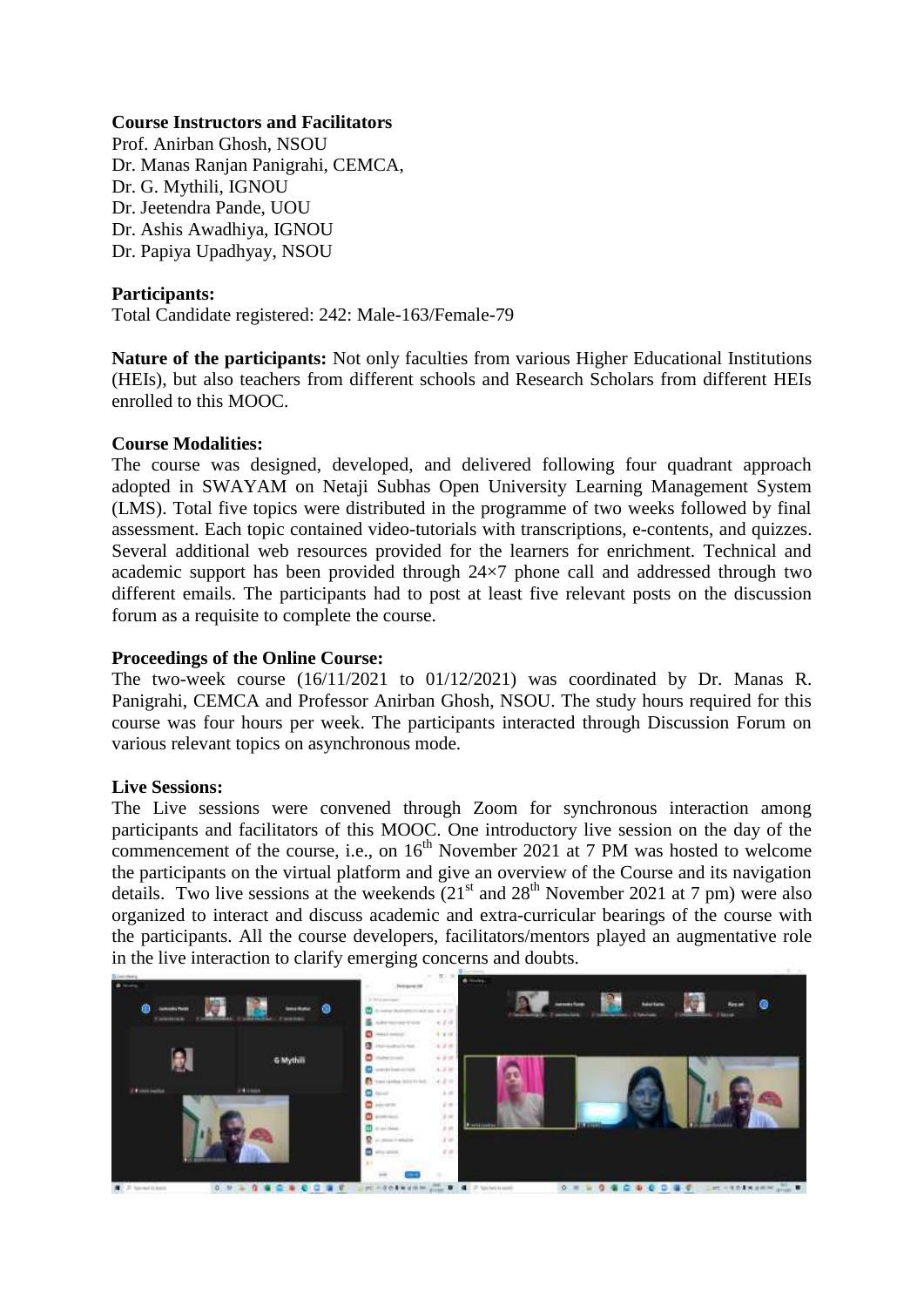**Course Instructors and Facilitators**

Prof. Anirban Ghosh, NSOU
Dr. Manas Ranjan Panigrahi, CEMCA,
Dr. G. Mythili, IGNOU
Dr. Jeetendra Pande, UOU
Dr. Ashis Awadhiya, IGNOU
Dr. Papiya Upadhyay, NSOU

**Participants:**

Total Candidate registered: 242: Male-163/Female-79

**Nature of the participants:** Not only faculties from various Higher Educational Institutions (HEIs), but also teachers from different schools and Research Scholars from different HEIs enrolled to this MOOC.

**Course Modalities:**

The course was designed, developed, and delivered following four quadrant approach adopted in SWAYAM on Netaji Subhas Open University Learning Management System (LMS). Total five topics were distributed in the programme of two weeks followed by final assessment. Each topic contained video-tutorials with transcriptions, e-contents, and quizzes. Several additional web resources provided for the learners for enrichment. Technical and academic support has been provided through 24×7 phone call and addressed through two different emails. The participants had to post at least five relevant posts on the discussion forum as a requisite to complete the course.

**Proceedings of the Online Course:**

The two-week course (16/11/2021 to 01/12/2021) was coordinated by Dr. Manas R. Panigrahi, CEMCA and Professor Anirban Ghosh, NSOU. The study hours required for this course was four hours per week. The participants interacted through Discussion Forum on various relevant topics on asynchronous mode.

**Live Sessions:**

The Live sessions were convened through Zoom for synchronous interaction among participants and facilitators of this MOOC. One introductory live session on the day of the commencement of the course, i.e., on 16th November 2021 at 7 PM was hosted to welcome the participants on the virtual platform and give an overview of the Course and its navigation details. Two live sessions at the weekends (21st and 28th November 2021 at 7 pm) were also organized to interact and discuss academic and extra-curricular bearings of the course with the participants. All the course developers, facilitators/mentors played an augmentative role in the live interaction to clarify emerging concerns and doubts.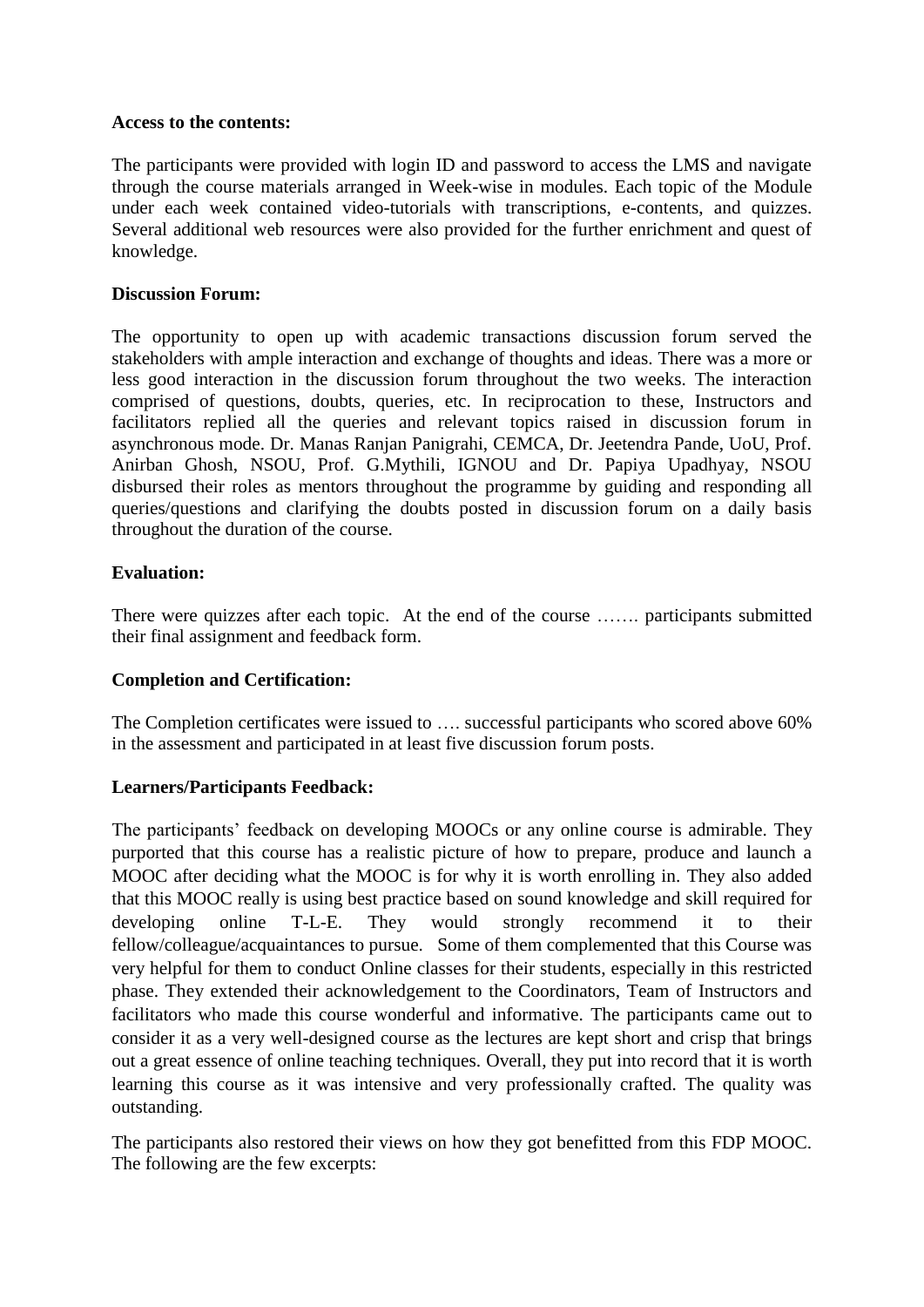**Access to the contents:**

The participants were provided with login ID and password to access the LMS and navigate through the course materials arranged in Week-wise in modules. Each topic of the Module under each week contained video-tutorials with transcriptions, e-contents, and quizzes. Several additional web resources were also provided for the further enrichment and quest of knowledge.

**Discussion Forum:**

The opportunity to open up with academic transactions discussion forum served the stakeholders with ample interaction and exchange of thoughts and ideas. There was a more or less good interaction in the discussion forum throughout the two weeks. The interaction comprised of questions, doubts, queries, etc. In reciprocation to these, Instructors and facilitators replied all the queries and relevant topics raised in discussion forum in asynchronous mode. Dr. Manas Ranjan Panigrahi, CEMCA, Dr. Jeetendra Pande, UoU, Prof. Anirban Ghosh, NSOU, Prof. G.Mythili, IGNOU and Dr. Papiya Upadhyay, NSOU disbursed their roles as mentors throughout the programme by guiding and responding all queries/questions and clarifying the doubts posted in discussion forum on a daily basis throughout the duration of the course.

**Evaluation:**

There were quizzes after each topic. At the end of the course ……. participants submitted their final assignment and feedback form.

**Completion and Certification:**

The Completion certificates were issued to …. successful participants who scored above 60% in the assessment and participated in at least five discussion forum posts.

**Learners/Participants Feedback:**

The participants' feedback on developing MOOCs or any online course is admirable. They purported that this course has a realistic picture of how to prepare, produce and launch a MOOC after deciding what the MOOC is for why it is worth enrolling in. They also added that this MOOC really is using best practice based on sound knowledge and skill required for developing online T-L-E. They would strongly recommend it to their fellow/colleague/acquaintances to pursue. Some of them complemented that this Course was very helpful for them to conduct Online classes for their students, especially in this restricted phase. They extended their acknowledgement to the Coordinators, Team of Instructors and facilitators who made this course wonderful and informative. The participants came out to consider it as a very well-designed course as the lectures are kept short and crisp that brings out a great essence of online teaching techniques. Overall, they put into record that it is worth learning this course as it was intensive and very professionally crafted. The quality was outstanding.

The participants also restored their views on how they got benefitted from this FDP MOOC. The following are the few excerpts: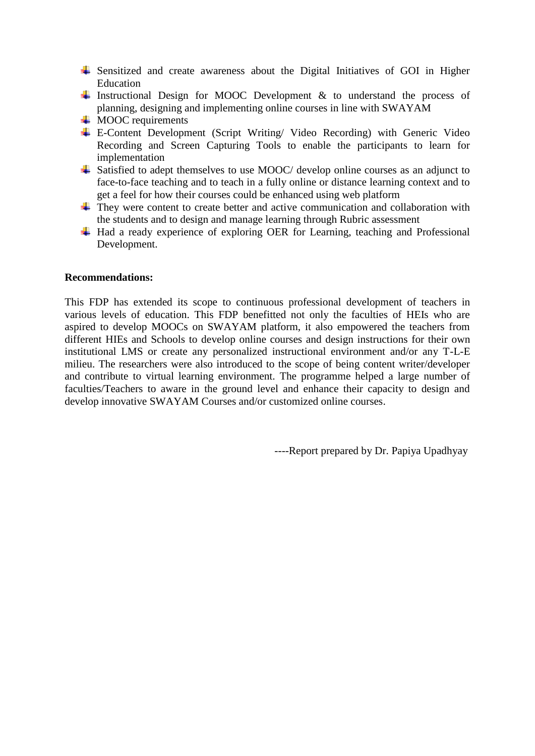- Sensitized and create awareness about the Digital Initiatives of GOI in Higher Education
- Instructional Design for MOOC Development & to understand the process of planning, designing and implementing online courses in line with SWAYAM
- MOOC requirements
- E-Content Development (Script Writing/ Video Recording) with Generic Video Recording and Screen Capturing Tools to enable the participants to learn for implementation
- Satisfied to adept themselves to use MOOC/ develop online courses as an adjunct to face-to-face teaching and to teach in a fully online or distance learning context and to get a feel for how their courses could be enhanced using web platform
- They were content to create better and active communication and collaboration with the students and to design and manage learning through Rubric assessment
- Had a ready experience of exploring OER for Learning, teaching and Professional Development.

**Recommendations:**

This FDP has extended its scope to continuous professional development of teachers in various levels of education. This FDP benefitted not only the faculties of HEIs who are aspired to develop MOOCs on SWAYAM platform, it also empowered the teachers from different HIEs and Schools to develop online courses and design instructions for their own institutional LMS or create any personalized instructional environment and/or any T-L-E milieu. The researchers were also introduced to the scope of being content writer/developer and contribute to virtual learning environment. The programme helped a large number of faculties/Teachers to aware in the ground level and enhance their capacity to design and develop innovative SWAYAM Courses and/or customized online courses.

----Report prepared by Dr. Papiya Upadhyay